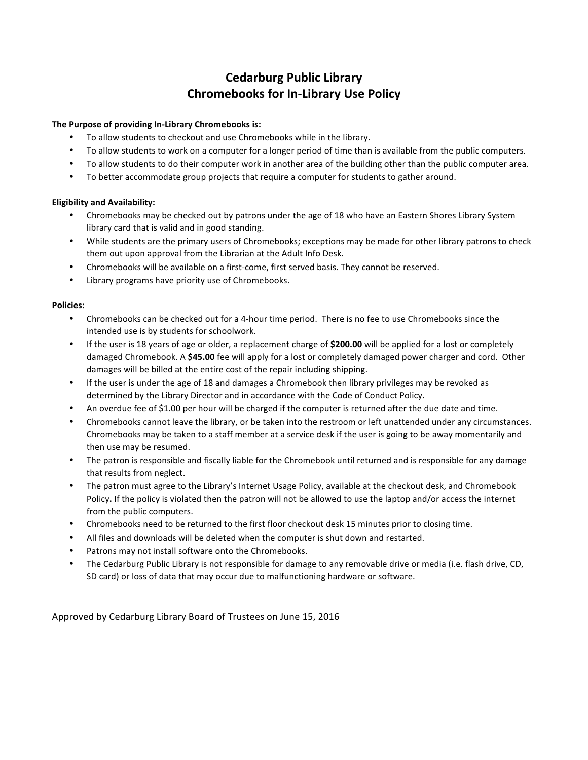# Cedarburg Public Library
## Chromebooks for In-Library Use Policy

**The Purpose of providing In-Library Chromebooks is:**

- To allow students to checkout and use Chromebooks while in the library.
- To allow students to work on a computer for a longer period of time than is available from the public computers.
- To allow students to do their computer work in another area of the building other than the public computer area.
- To better accommodate group projects that require a computer for students to gather around.

**Eligibility and Availability:**

- Chromebooks may be checked out by patrons under the age of 18 who have an Eastern Shores Library System library card that is valid and in good standing.
- While students are the primary users of Chromebooks; exceptions may be made for other library patrons to check them out upon approval from the Librarian at the Adult Info Desk.
- Chromebooks will be available on a first-come, first served basis. They cannot be reserved.
- Library programs have priority use of Chromebooks.

**Policies:**

- Chromebooks can be checked out for a 4-hour time period. There is no fee to use Chromebooks since the intended use is by students for schoolwork.
- If the user is 18 years of age or older, a replacement charge of **$200.00** will be applied for a lost or completely damaged Chromebook. A **$45.00** fee will apply for a lost or completely damaged power charger and cord. Other damages will be billed at the entire cost of the repair including shipping.
- If the user is under the age of 18 and damages a Chromebook then library privileges may be revoked as determined by the Library Director and in accordance with the Code of Conduct Policy.
- An overdue fee of $1.00 per hour will be charged if the computer is returned after the due date and time.
- Chromebooks cannot leave the library, or be taken into the restroom or left unattended under any circumstances. Chromebooks may be taken to a staff member at a service desk if the user is going to be away momentarily and then use may be resumed.
- The patron is responsible and fiscally liable for the Chromebook until returned and is responsible for any damage that results from neglect.
- The patron must agree to the Library's Internet Usage Policy, available at the checkout desk, and Chromebook Policy**.** If the policy is violated then the patron will not be allowed to use the laptop and/or access the internet from the public computers.
- Chromebooks need to be returned to the first floor checkout desk 15 minutes prior to closing time.
- All files and downloads will be deleted when the computer is shut down and restarted.
- Patrons may not install software onto the Chromebooks.
- The Cedarburg Public Library is not responsible for damage to any removable drive or media (i.e. flash drive, CD, SD card) or loss of data that may occur due to malfunctioning hardware or software.

Approved by Cedarburg Library Board of Trustees on June 15, 2016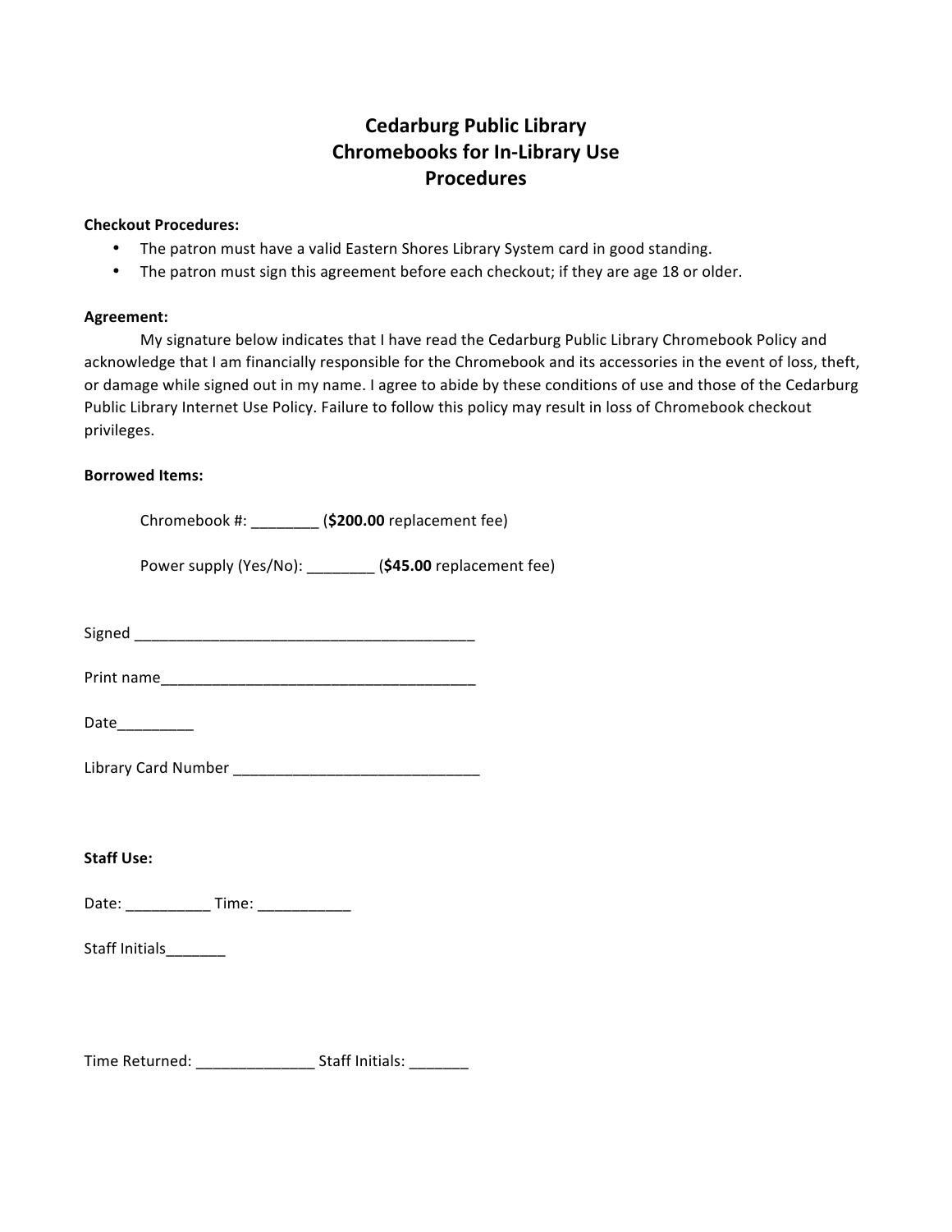# Cedarburg Public Library
## Chromebooks for In-Library Use
## Procedures

**Checkout Procedures:**

- The patron must have a valid Eastern Shores Library System card in good standing.
- The patron must sign this agreement before each checkout; if they are age 18 or older.

**Agreement:**

My signature below indicates that I have read the Cedarburg Public Library Chromebook Policy and acknowledge that I am financially responsible for the Chromebook and its accessories in the event of loss, theft, or damage while signed out in my name. I agree to abide by these conditions of use and those of the Cedarburg Public Library Internet Use Policy. Failure to follow this policy may result in loss of Chromebook checkout privileges.

**Borrowed Items:**

Chromebook #: ________ (**$200.00** replacement fee)

Power supply (Yes/No): ________ (**$45.00** replacement fee)

Signed ________________________________________

Print name_____________________________________

Date_________

Library Card Number ______________________________

**Staff Use:**

Date: __________ Time: ___________

Staff Initials_______

Time Returned: ______________ Staff Initials: _______